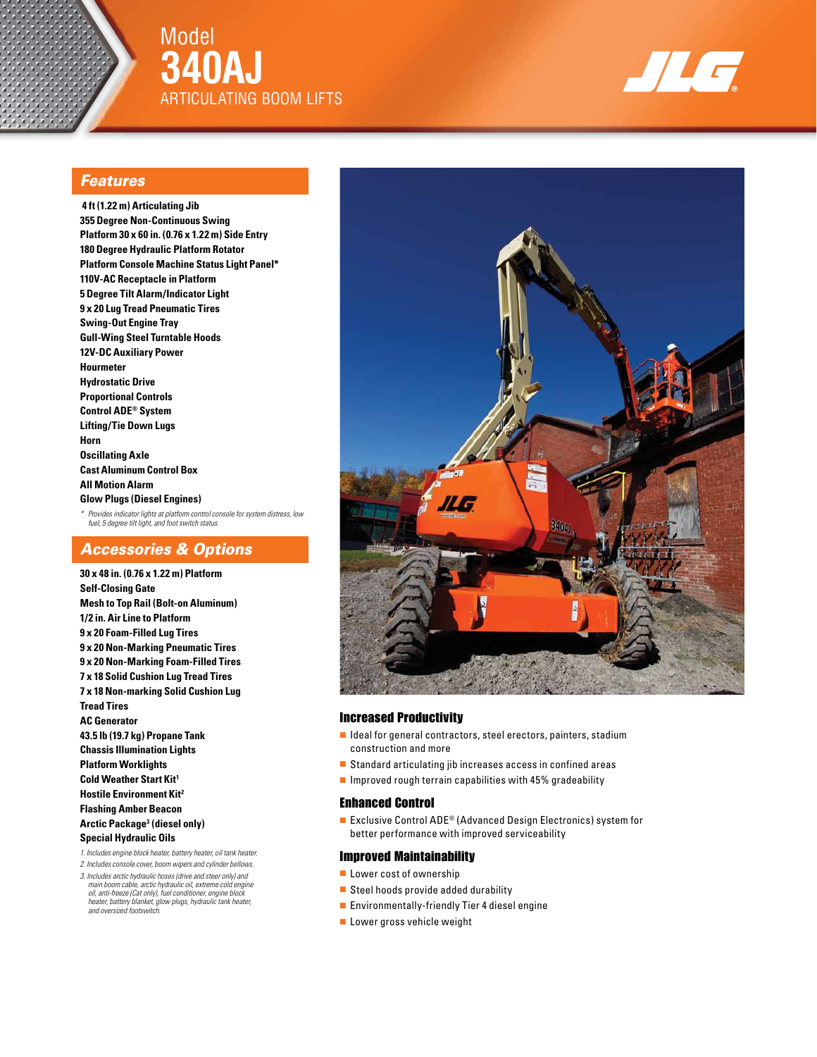# Model 340AJ

## ARTICULATING BOOM LIFTS

## Features

**4 ft (1.22 m) Articulating Jib**
**355 Degree Non-Continuous Swing**
**Platform 30 x 60 in. (0.76 x 1.22 m) Side Entry**
**180 Degree Hydraulic Platform Rotator**
**Platform Console Machine Status Light Panel***
**110V-AC Receptacle in Platform**
**5 Degree Tilt Alarm/Indicator Light**
**9 x 20 Lug Tread Pneumatic Tires**
**Swing-Out Engine Tray**
**Gull-Wing Steel Turntable Hoods**
**12V-DC Auxiliary Power**
**Hourmeter**
**Hydrostatic Drive**
**Proportional Controls**
**Control ADE® System**
**Lifting/Tie Down Lugs**
**Horn**
**Oscillating Axle**
**Cast Aluminum Control Box**
**All Motion Alarm**
**Glow Plugs (Diesel Engines)**

*\* Provides indicator lights at platform control console for system distress, low fuel, 5 degree tilt light, and foot switch status.*

## Accessories & Options

**30 x 48 in. (0.76 x 1.22 m) Platform**
**Self-Closing Gate**
**Mesh to Top Rail (Bolt-on Aluminum)**
**1/2 in. Air Line to Platform**
**9 x 20 Foam-Filled Lug Tires**
**9 x 20 Non-Marking Pneumatic Tires**
**9 x 20 Non-Marking Foam-Filled Tires**
**7 x 18 Solid Cushion Lug Tread Tires**
**7 x 18 Non-marking Solid Cushion Lug Tread Tires**
**AC Generator**
**43.5 lb (19.7 kg) Propane Tank**
**Chassis Illumination Lights**
**Platform Worklights**
**Cold Weather Start Kit[1]**
**Hostile Environment Kit[2]**
**Flashing Amber Beacon**
**Arctic Package[3] (diesel only)**
**Special Hydraulic Oils**

*1. Includes engine block heater, battery heater, oil tank heater.*
*2. Includes console cover, boom wipers and cylinder bellows.*
*3. Includes arctic hydraulic hoses (drive and steer only) and main boom cable, arctic hydraulic oil, extreme cold engine oil, anti-freeze (Cat only), fuel conditioner, engine block heater, battery blanket, glow plugs, hydraulic tank heater, and oversized footswitch.*

### Increased Productivity

- Ideal for general contractors, steel erectors, painters, stadium construction and more
- Standard articulating jib increases access in confined areas
- Improved rough terrain capabilities with 45% gradeability

### Enhanced Control

- Exclusive Control ADE® (Advanced Design Electronics) system for better performance with improved serviceability

### Improved Maintainability

- Lower cost of ownership
- Steel hoods provide added durability
- Environmentally-friendly Tier 4 diesel engine
- Lower gross vehicle weight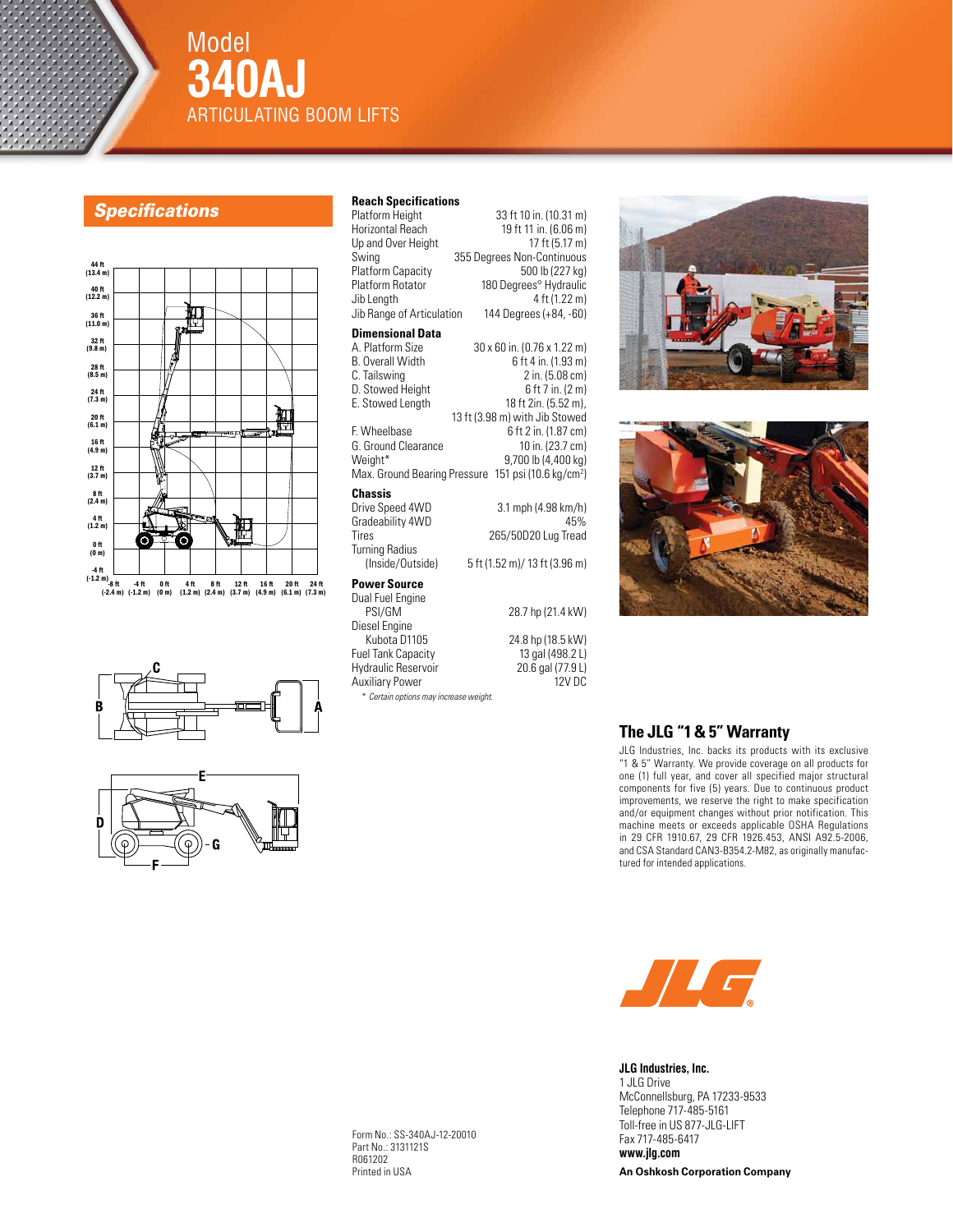# Model
# 340AJ
## ARTICULATING BOOM LIFTS

## Specifications

44 ft (13.4 m)
40 ft (12.2 m)
36 ft (11.0 m)
32 ft (9.8 m)
28 ft (8.5 m)
24 ft (7.3 m)
20 ft (6.1 m)
16 ft (4.9 m)
12 ft (3.7 m)
8 ft (2.4 m)
4 ft (1.2 m)
0 ft (0 m)
-4 ft (-1.2 m)

-8 ft (-2.4 m) -4 ft (-1.2 m) 0 ft (0 m) 4 ft (1.2 m) 8 ft (2.4 m) 12 ft (3.7 m) 16 ft (4.9 m) 20 ft (6.1 m) 24 ft (7.3 m)

C
B
A

E
D
G
F

### Reach Specifications

| | |
|---|---|
| Platform Height | 33 ft 10 in. (10.31 m) |
| Horizontal Reach | 19 ft 11 in. (6.06 m) |
| Up and Over Height | 17 ft (5.17 m) |
| Swing | 355 Degrees Non-Continuous |
| Platform Capacity | 500 lb (227 kg) |
| Platform Rotator | 180 Degrees° Hydraulic |
| Jib Length | 4 ft (1.22 m) |
| Jib Range of Articulation | 144 Degrees (+84, -60) |

### Dimensional Data

| | |
|---|---|
| A. Platform Size | 30 x 60 in. (0.76 x 1.22 m) |
| B. Overall Width | 6 ft 4 in. (1.93 m) |
| C. Tailswing | 2 in. (5.08 cm) |
| D. Stowed Height | 6 ft 7 in. (2 m) |
| E. Stowed Length | 18 ft 2in. (5.52 m), 13 ft (3.98 m) with Jib Stowed |
| F. Wheelbase | 6 ft 2 in. (1.87 cm) |
| G. Ground Clearance | 10 in. (23.7 cm) |
| Weight* | 9,700 lb (4,400 kg) |
| Max. Ground Bearing Pressure | 151 psi (10.6 kg/cm$^2$) |

### Chassis

| | |
|---|---|
| Drive Speed 4WD | 3.1 mph (4.98 km/h) |
| Gradeability 4WD | 45% |
| Tires | 265/50D20 Lug Tread |
| Turning Radius (Inside/Outside) | 5 ft (1.52 m)/ 13 ft (3.96 m) |

### Power Source

| | |
|---|---|
| Dual Fuel Engine PSI/GM | 28.7 hp (21.4 kW) |
| Diesel Engine Kubota D1105 | 24.8 hp (18.5 kW) |
| Fuel Tank Capacity | 13 gal (498.2 L) |
| Hydraulic Reservoir | 20.6 gal (77.9 L) |
| Auxiliary Power | 12V DC |

*\* Certain options may increase weight.*

### The JLG "1 & 5" Warranty

JLG Industries, Inc. backs its products with its exclusive "1 & 5" Warranty. We provide coverage on all products for one (1) full year, and cover all specified major structural components for five (5) years. Due to continuous product improvements, we reserve the right to make specification and/or equipment changes without prior notification. This machine meets or exceeds applicable OSHA Regulations in 29 CFR 1910.67, 29 CFR 1926.453, ANSI A92.5-2006, and CSA Standard CAN3-B354.2-M82, as originally manufactured for intended applications.

Form No.: SS-340AJ-12-20010
Part No.: 3131121S
R061202
Printed in USA

**JLG Industries, Inc.**
1 JLG Drive
McConnellsburg, PA 17233-9533
Telephone 717-485-5161
Toll-free in US 877-JLG-LIFT
Fax 717-485-6417
**www.jlg.com**
**An Oshkosh Corporation Company**